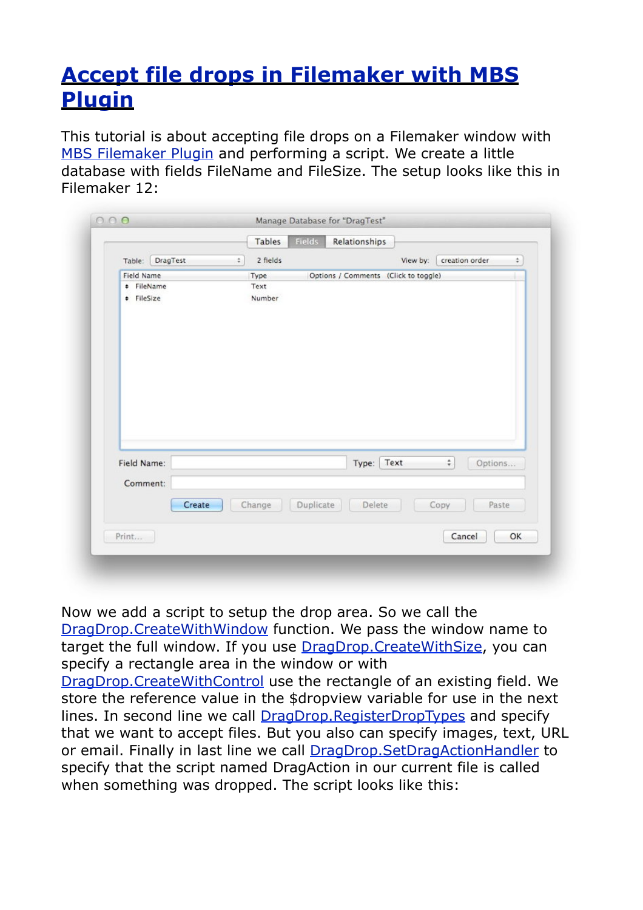# [Accept file drops in Filemaker with MBS Plugin]()

This tutorial is about accepting file drops on a Filemaker window with [MBS Filemaker Plugin]() and performing a script. We create a little database with fields FileName and FileSize. The setup looks like this in Filemaker 12:

Now we add a script to setup the drop area. So we call the [DragDrop.CreateWithWindow]() function. We pass the window name to target the full window. If you use [DragDrop.CreateWithSize](), you can specify a rectangle area in the window or with [DragDrop.CreateWithControl]() use the rectangle of an existing field. We store the reference value in the $dropview variable for use in the next lines. In second line we call [DragDrop.RegisterDropTypes]() and specify that we want to accept files. But you also can specify images, text, URL or email. Finally in last line we call [DragDrop.SetDragActionHandler]() to specify that the script named DragAction in our current file is called when something was dropped. The script looks like this: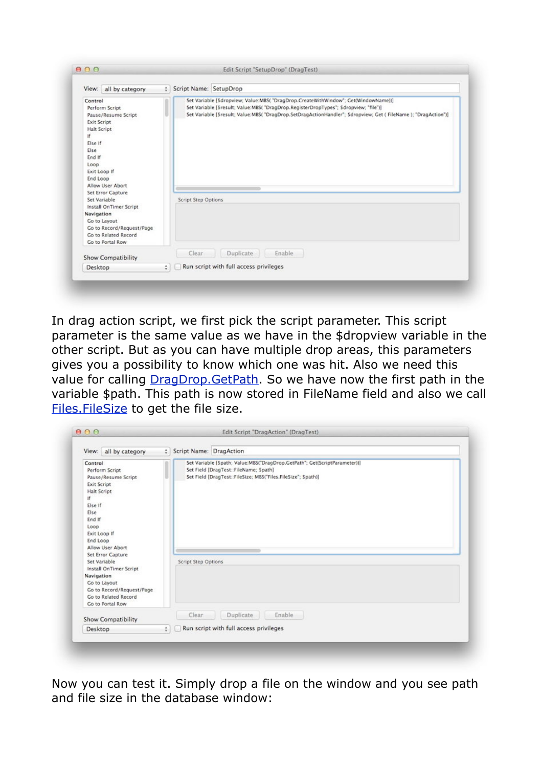```
Set Variable [$dropview; Value:MBS( "DragDrop.CreateWithWindow"; Get(WindowName))]
Set Variable [$result; Value:MBS( "DragDrop.RegisterDropTypes"; $dropview; "file")]
Set Variable [$result; Value:MBS( "DragDrop.SetDragActionHandler"; $dropview; Get ( FileName ); "DragAction")]
```

In drag action script, we first pick the script parameter. This script parameter is the same value as we have in the $dropview variable in the other script. But as you can have multiple drop areas, this parameters gives you a possibility to know which one was hit. Also we need this value for calling [DragDrop.GetPath](). So we have now the first path in the variable $path. This path is now stored in FileName field and also we call [Files.FileSize]() to get the file size.

```
Set Variable [$path; Value:MBS("DragDrop.GetPath"; Get(ScriptParameter))]
Set Field [DragTest::FileName; $path]
Set Field [DragTest::FileSize; MBS("Files.FileSize"; $path)]
```

Now you can test it. Simply drop a file on the window and you see path and file size in the database window: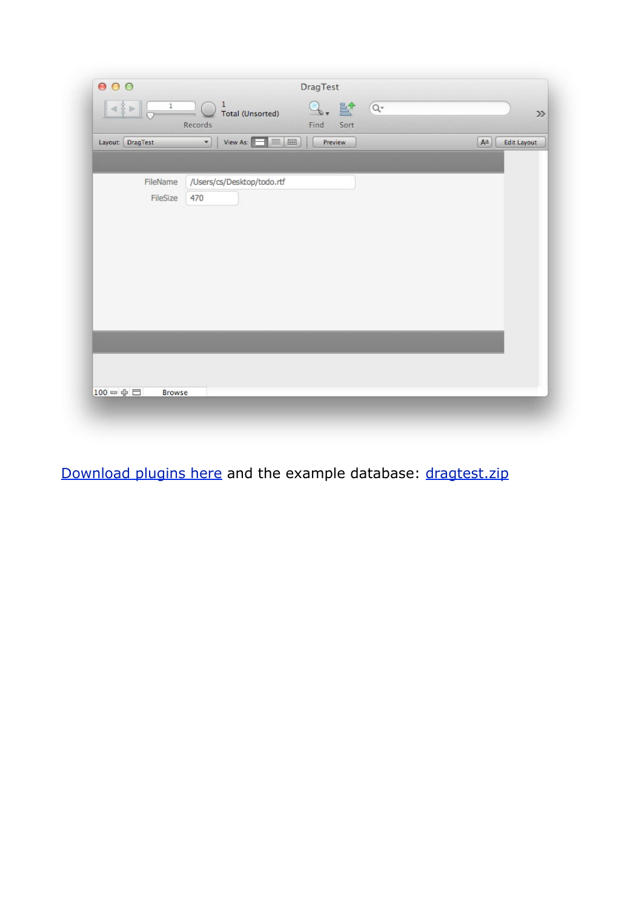Download plugins here and the example database: dragtest.zip